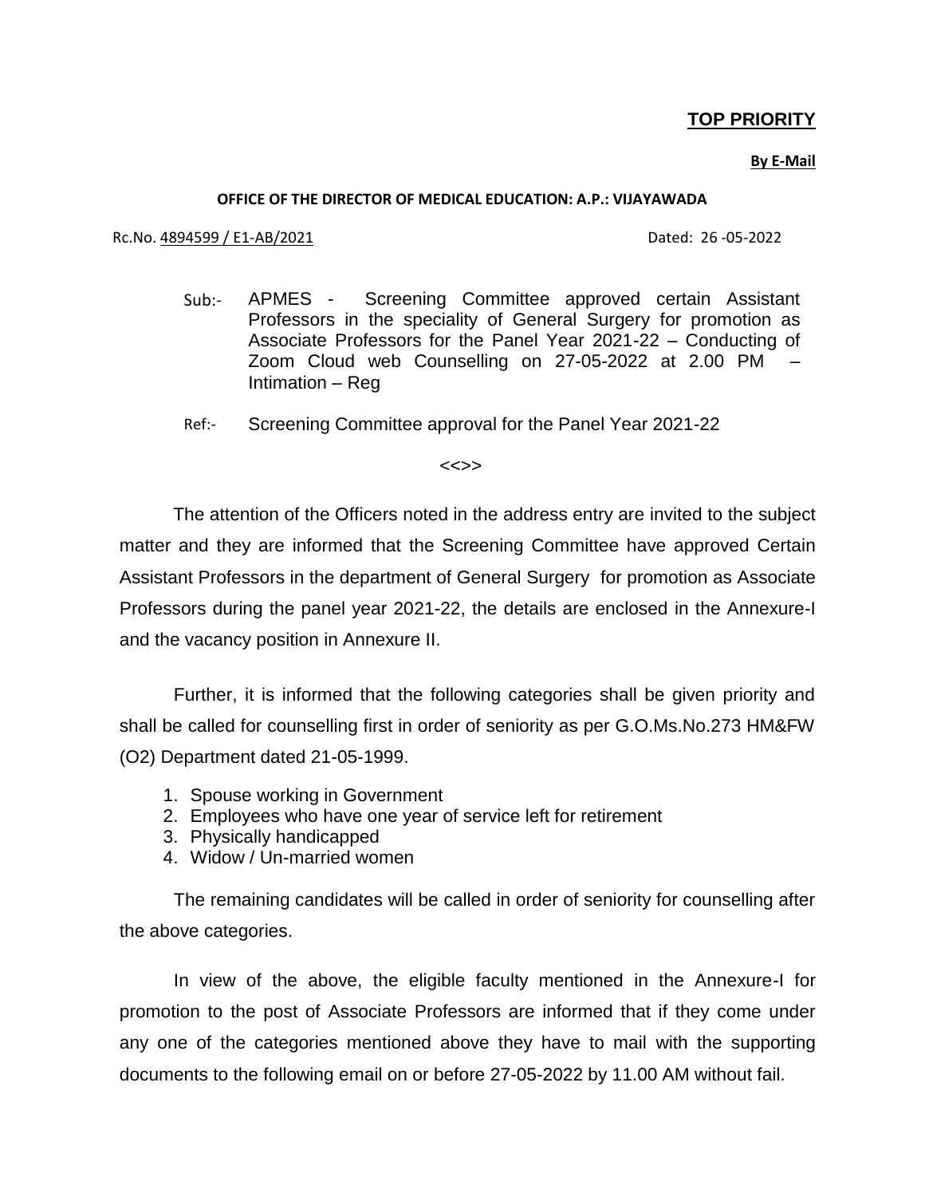**TOP PRIORITY**

**By E-Mail**

**OFFICE OF THE DIRECTOR OF MEDICAL EDUCATION: A.P.: VIJAYAWADA**

Rc.No. 4894599 / E1-AB/2021 Dated: 26 -05-2022

Sub:- APMES - Screening Committee approved certain Assistant Professors in the speciality of General Surgery for promotion as Associate Professors for the Panel Year 2021-22 – Conducting of Zoom Cloud web Counselling on 27-05-2022 at 2.00 PM – Intimation – Reg

Ref:- Screening Committee approval for the Panel Year 2021-22

<<>>

The attention of the Officers noted in the address entry are invited to the subject matter and they are informed that the Screening Committee have approved Certain Assistant Professors in the department of General Surgery for promotion as Associate Professors during the panel year 2021-22, the details are enclosed in the Annexure-I and the vacancy position in Annexure II.

Further, it is informed that the following categories shall be given priority and shall be called for counselling first in order of seniority as per G.O.Ms.No.273 HM&FW (O2) Department dated 21-05-1999.

1. Spouse working in Government
2. Employees who have one year of service left for retirement
3. Physically handicapped
4. Widow / Un-married women

The remaining candidates will be called in order of seniority for counselling after the above categories.

In view of the above, the eligible faculty mentioned in the Annexure-I for promotion to the post of Associate Professors are informed that if they come under any one of the categories mentioned above they have to mail with the supporting documents to the following email on or before 27-05-2022 by 11.00 AM without fail.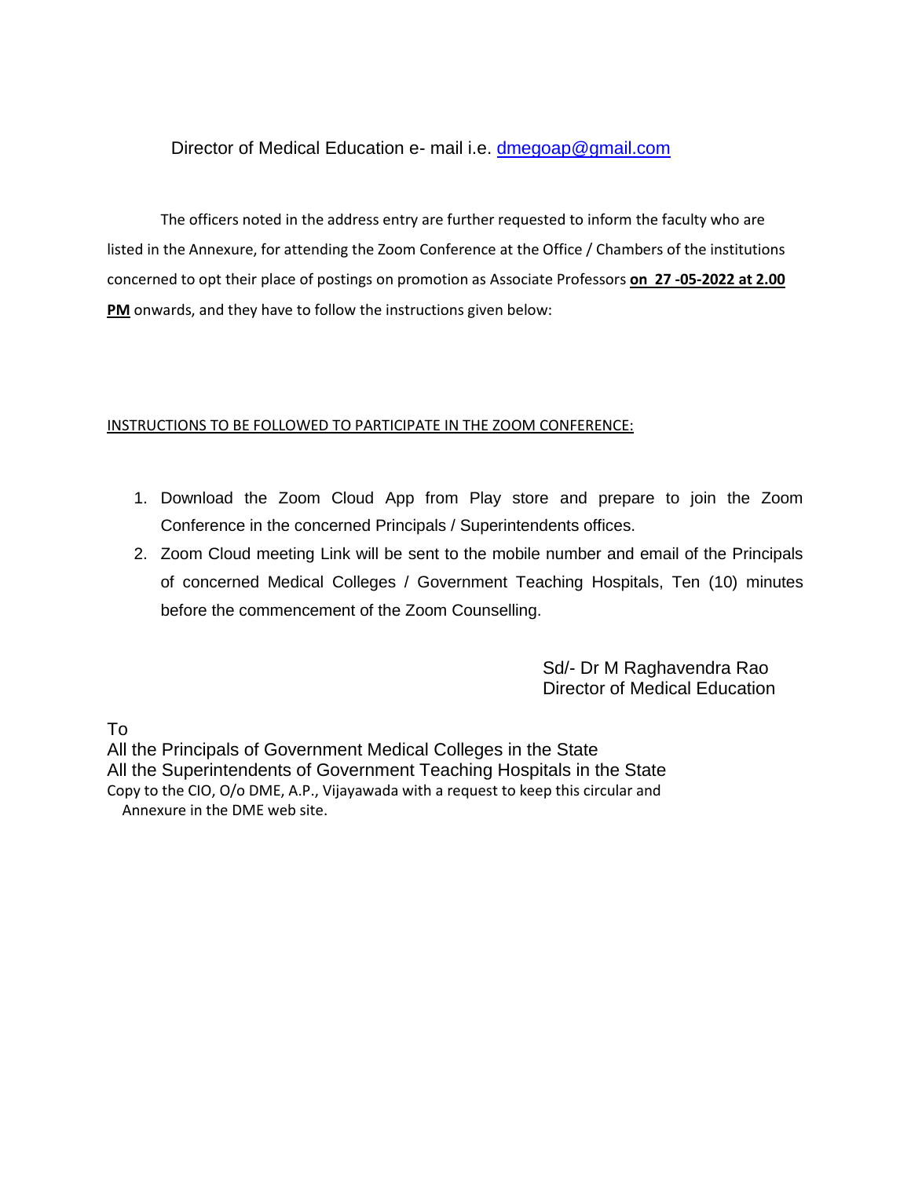Director of Medical Education e- mail i.e. dmegoap@gmail.com

The officers noted in the address entry are further requested to inform the faculty who are listed in the Annexure, for attending the Zoom Conference at the Office / Chambers of the institutions concerned to opt their place of postings on promotion as Associate Professors **on 27 -05-2022 at 2.00 PM** onwards, and they have to follow the instructions given below:

INSTRUCTIONS TO BE FOLLOWED TO PARTICIPATE IN THE ZOOM CONFERENCE:

1. Download the Zoom Cloud App from Play store and prepare to join the Zoom Conference in the concerned Principals / Superintendents offices.
2. Zoom Cloud meeting Link will be sent to the mobile number and email of the Principals of concerned Medical Colleges / Government Teaching Hospitals, Ten (10) minutes before the commencement of the Zoom Counselling.

Sd/- Dr M Raghavendra Rao
Director of Medical Education

To
All the Principals of Government Medical Colleges in the State
All the Superintendents of Government Teaching Hospitals in the State
Copy to the CIO, O/o DME, A.P., Vijayawada with a request to keep this circular and Annexure in the DME web site.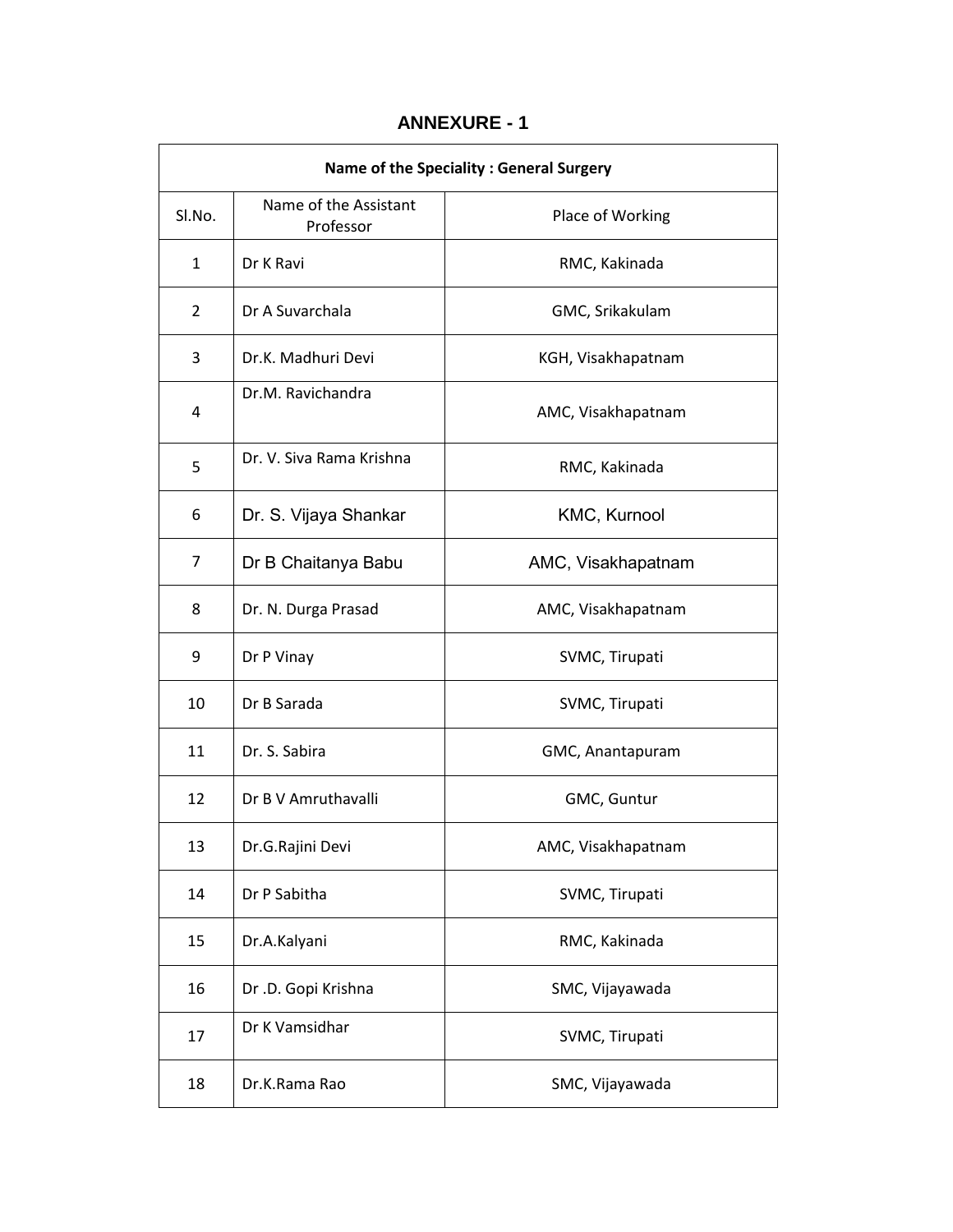# ANNEXURE - 1

| Name of the Speciality : General Surgery | | |
|---|---|---|
| Sl.No. | Name of the Assistant Professor | Place of Working |
| 1 | Dr K Ravi | RMC, Kakinada |
| 2 | Dr A Suvarchala | GMC, Srikakulam |
| 3 | Dr.K. Madhuri Devi | KGH, Visakhapatnam |
| 4 | Dr.M. Ravichandra | AMC, Visakhapatnam |
| 5 | Dr. V. Siva Rama Krishna | RMC, Kakinada |
| 6 | Dr. S. Vijaya Shankar | KMC, Kurnool |
| 7 | Dr B Chaitanya Babu | AMC, Visakhapatnam |
| 8 | Dr. N. Durga Prasad | AMC, Visakhapatnam |
| 9 | Dr P Vinay | SVMC, Tirupati |
| 10 | Dr B Sarada | SVMC, Tirupati |
| 11 | Dr. S. Sabira | GMC, Anantapuram |
| 12 | Dr B V Amruthavalli | GMC, Guntur |
| 13 | Dr.G.Rajini Devi | AMC, Visakhapatnam |
| 14 | Dr P Sabitha | SVMC, Tirupati |
| 15 | Dr.A.Kalyani | RMC, Kakinada |
| 16 | Dr .D. Gopi Krishna | SMC, Vijayawada |
| 17 | Dr K Vamsidhar | SVMC, Tirupati |
| 18 | Dr.K.Rama Rao | SMC, Vijayawada |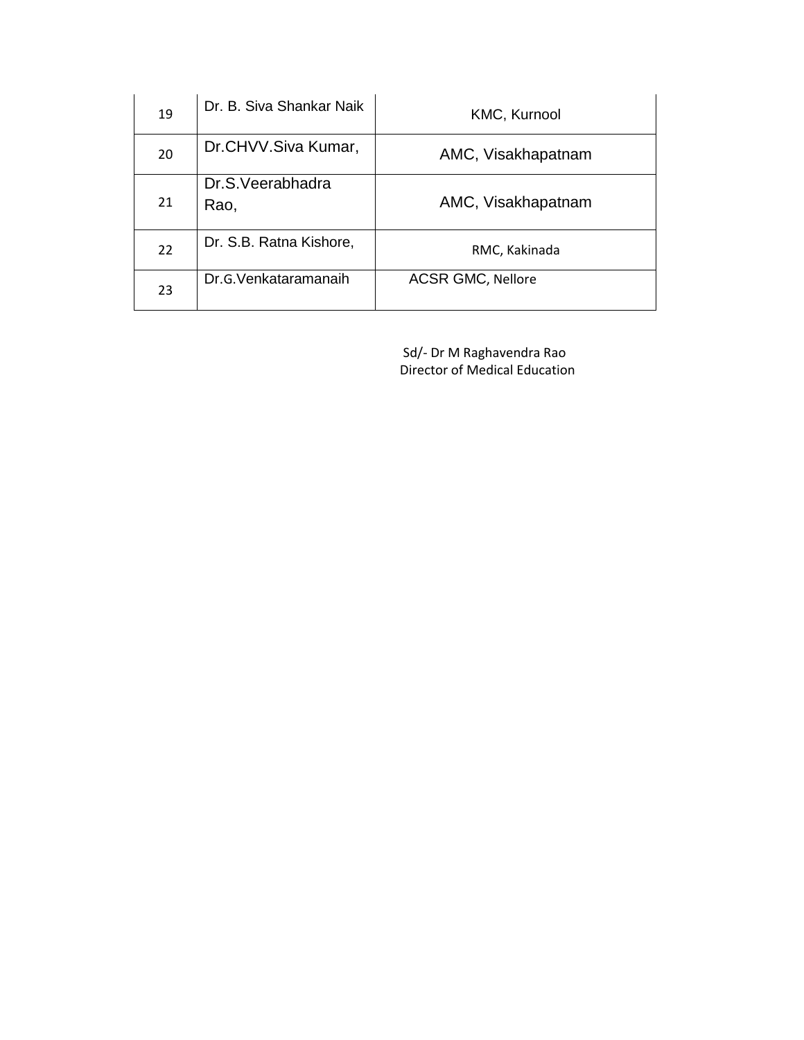| 19 | Dr. B. Siva Shankar Naik | KMC, Kurnool |
|---|---|---|
| 20 | Dr.CHVV.Siva Kumar, | AMC, Visakhapatnam |
| 21 | Dr.S.Veerabhadra Rao, | AMC, Visakhapatnam |
| 22 | Dr. S.B. Ratna Kishore, | RMC, Kakinada |
| 23 | Dr.G.Venkataramanaih | ACSR GMC, Nellore |

Sd/- Dr M Raghavendra Rao
Director of Medical Education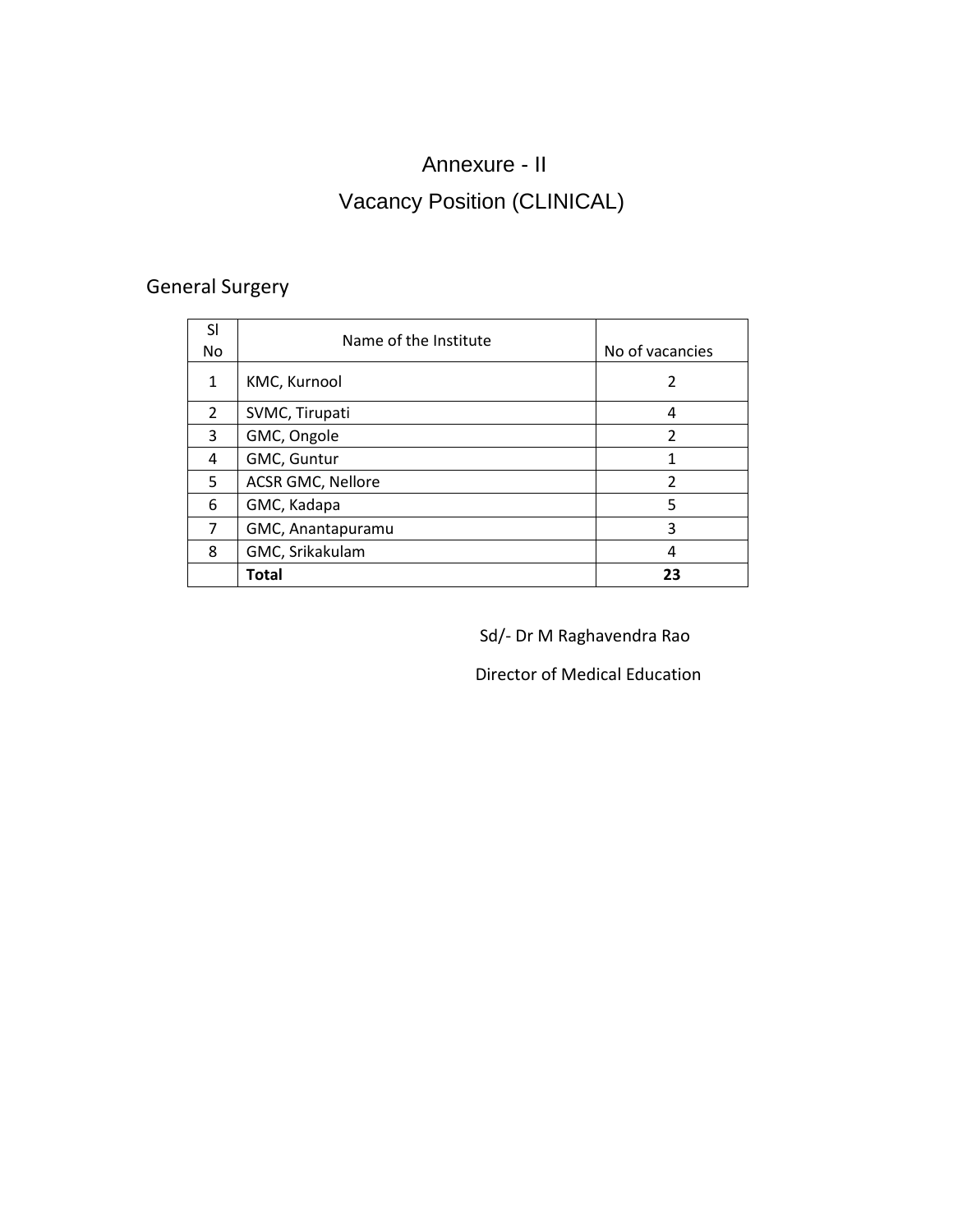# Annexure - II

## Vacancy Position (CLINICAL)

### General Surgery

| Sl No | Name of the Institute | No of vacancies |
|---|---|---|
| 1 | KMC, Kurnool | 2 |
| 2 | SVMC, Tirupati | 4 |
| 3 | GMC, Ongole | 2 |
| 4 | GMC, Guntur | 1 |
| 5 | ACSR GMC, Nellore | 2 |
| 6 | GMC, Kadapa | 5 |
| 7 | GMC, Anantapuramu | 3 |
| 8 | GMC, Srikakulam | 4 |
| | **Total** | **23** |

Sd/- Dr M Raghavendra Rao

Director of Medical Education